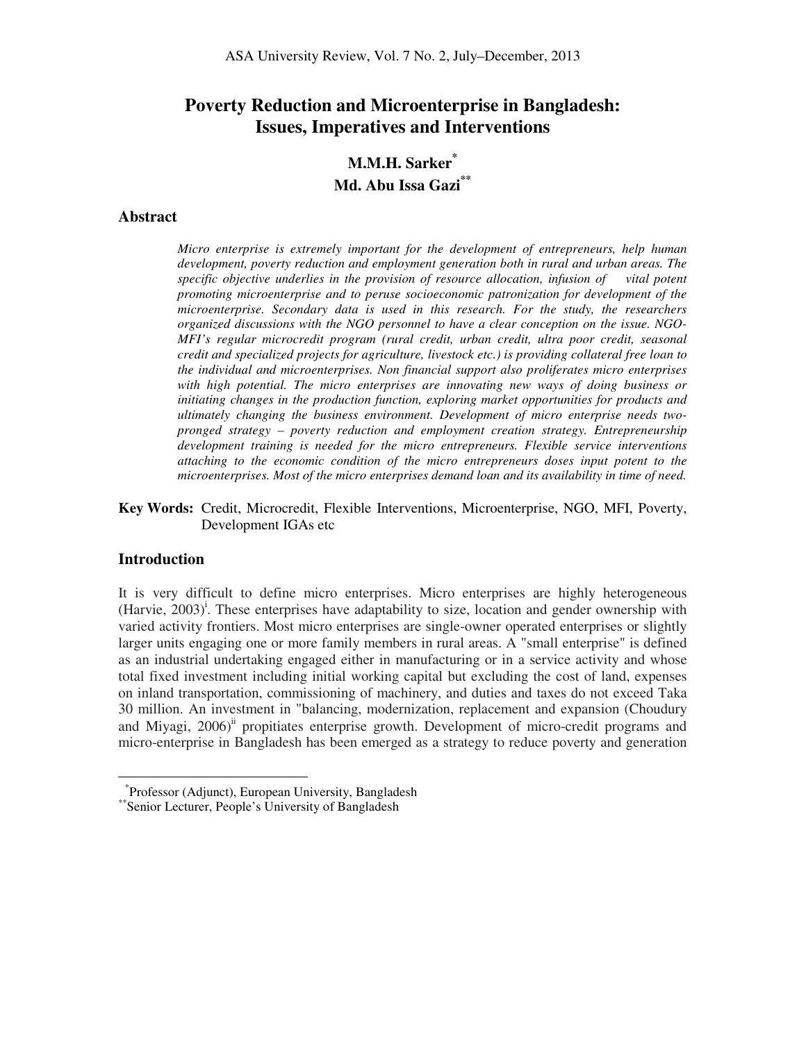# Poverty Reduction and Microenterprise in Bangladesh: Issues, Imperatives and Interventions

**M.M.H. Sarker***
**Md. Abu Issa Gazi****

## Abstract

*Micro enterprise is extremely important for the development of entrepreneurs, help human development, poverty reduction and employment generation both in rural and urban areas. The specific objective underlies in the provision of resource allocation, infusion of vital potent promoting microenterprise and to peruse socioeconomic patronization for development of the microenterprise. Secondary data is used in this research. For the study, the researchers organized discussions with the NGO personnel to have a clear conception on the issue. NGO-MFI's regular microcredit program (rural credit, urban credit, ultra poor credit, seasonal credit and specialized projects for agriculture, livestock etc.) is providing collateral free loan to the individual and microenterprises. Non financial support also proliferates micro enterprises with high potential. The micro enterprises are innovating new ways of doing business or initiating changes in the production function, exploring market opportunities for products and ultimately changing the business environment. Development of micro enterprise needs two-pronged strategy – poverty reduction and employment creation strategy. Entrepreneurship development training is needed for the micro entrepreneurs. Flexible service interventions attaching to the economic condition of the micro entrepreneurs doses input potent to the microenterprises. Most of the micro enterprises demand loan and its availability in time of need.*

**Key Words:** Credit, Microcredit, Flexible Interventions, Microenterprise, NGO, MFI, Poverty, Development IGAs etc

## Introduction

It is very difficult to define micro enterprises. Micro enterprises are highly heterogeneous (Harvie, 2003)[i]. These enterprises have adaptability to size, location and gender ownership with varied activity frontiers. Most micro enterprises are single-owner operated enterprises or slightly larger units engaging one or more family members in rural areas. A "small enterprise" is defined as an industrial undertaking engaged either in manufacturing or in a service activity and whose total fixed investment including initial working capital but excluding the cost of land, expenses on inland transportation, commissioning of machinery, and duties and taxes do not exceed Taka 30 million. An investment in "balancing, modernization, replacement and expansion (Choudury and Miyagi, 2006)[ii] propitiates enterprise growth. Development of micro-credit programs and micro-enterprise in Bangladesh has been emerged as a strategy to reduce poverty and generation

---

*Professor (Adjunct), European University, Bangladesh
**Senior Lecturer, People's University of Bangladesh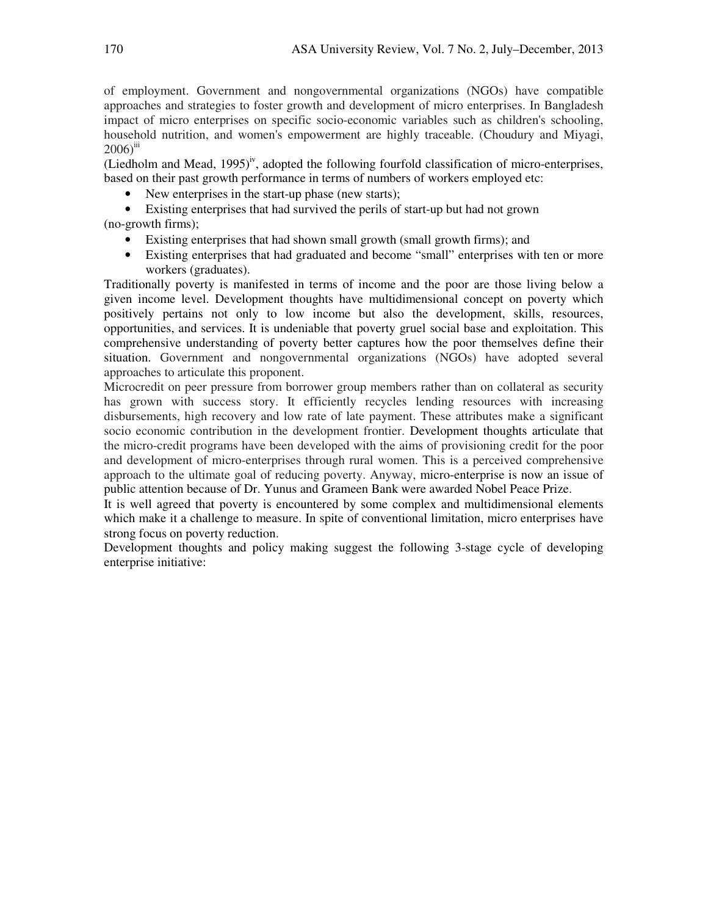of employment. Government and nongovernmental organizations (NGOs) have compatible approaches and strategies to foster growth and development of micro enterprises. In Bangladesh impact of micro enterprises on specific socio-economic variables such as children's schooling, household nutrition, and women's empowerment are highly traceable. (Choudury and Miyagi, 2006)[iii]

(Liedholm and Mead, 1995)[iv], adopted the following fourfold classification of micro-enterprises, based on their past growth performance in terms of numbers of workers employed etc:

- New enterprises in the start-up phase (new starts);
- Existing enterprises that had survived the perils of start-up but had not grown (no-growth firms);
- Existing enterprises that had shown small growth (small growth firms); and
- Existing enterprises that had graduated and become "small" enterprises with ten or more workers (graduates).

Traditionally poverty is manifested in terms of income and the poor are those living below a given income level. Development thoughts have multidimensional concept on poverty which positively pertains not only to low income but also the development, skills, resources, opportunities, and services. It is undeniable that poverty gruel social base and exploitation. This comprehensive understanding of poverty better captures how the poor themselves define their situation. Government and nongovernmental organizations (NGOs) have adopted several approaches to articulate this proponent.

Microcredit on peer pressure from borrower group members rather than on collateral as security has grown with success story. It efficiently recycles lending resources with increasing disbursements, high recovery and low rate of late payment. These attributes make a significant socio economic contribution in the development frontier. Development thoughts articulate that the micro-credit programs have been developed with the aims of provisioning credit for the poor and development of micro-enterprises through rural women. This is a perceived comprehensive approach to the ultimate goal of reducing poverty. Anyway, micro-enterprise is now an issue of public attention because of Dr. Yunus and Grameen Bank were awarded Nobel Peace Prize.

It is well agreed that poverty is encountered by some complex and multidimensional elements which make it a challenge to measure. In spite of conventional limitation, micro enterprises have strong focus on poverty reduction.

Development thoughts and policy making suggest the following 3-stage cycle of developing enterprise initiative: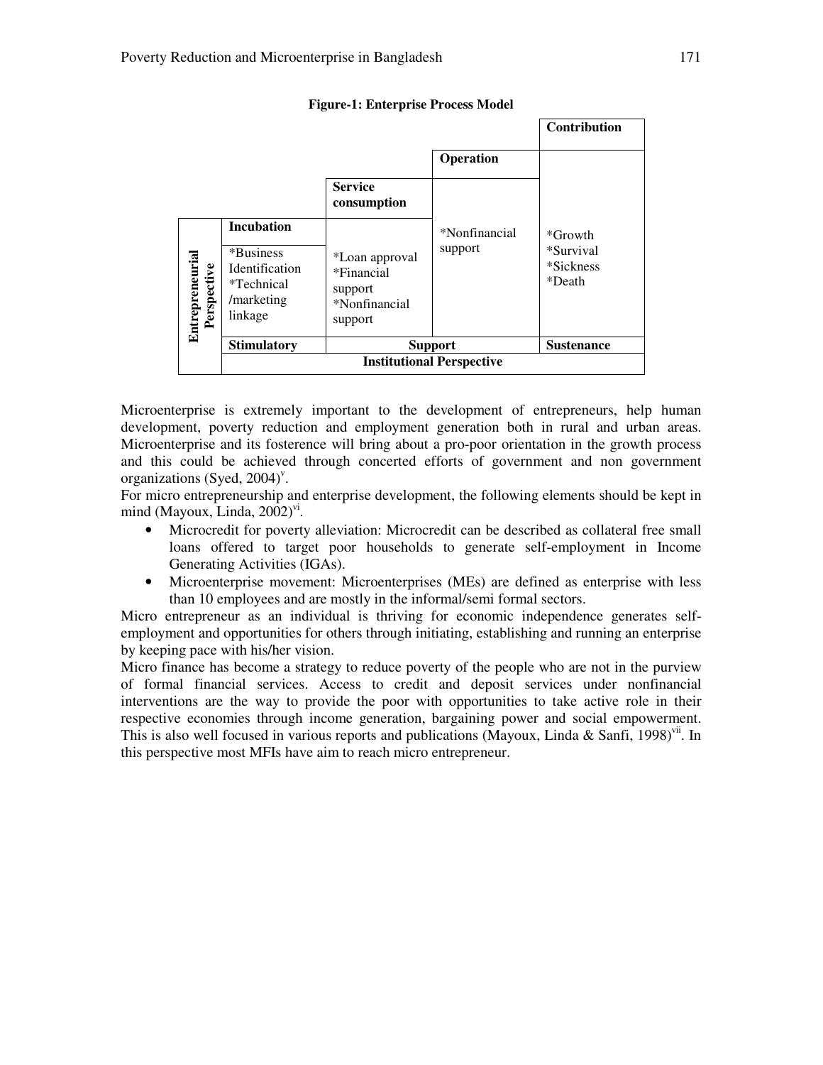**Figure-1: Enterprise Process Model**

| | | | | Contribution |
|---|---|---|---|---|
| | | | Operation | |
| | | Service consumption | | |
| Entrepreneurial Perspective | Incubation | | *Nonfinancial support | *Growth *Survival *Sickness *Death |
| | *Business Identification *Technical /marketing linkage | *Loan approval *Financial support *Nonfinancial support | | |
| | Stimulatory | Support | | Sustenance |
| | Institutional Perspective | | | |

Microenterprise is extremely important to the development of entrepreneurs, help human development, poverty reduction and employment generation both in rural and urban areas. Microenterprise and its fosterence will bring about a pro-poor orientation in the growth process and this could be achieved through concerted efforts of government and non government organizations (Syed, 2004)[v].

For micro entrepreneurship and enterprise development, the following elements should be kept in mind (Mayoux, Linda, 2002)[vi].

- Microcredit for poverty alleviation: Microcredit can be described as collateral free small loans offered to target poor households to generate self-employment in Income Generating Activities (IGAs).
- Microenterprise movement: Microenterprises (MEs) are defined as enterprise with less than 10 employees and are mostly in the informal/semi formal sectors.

Micro entrepreneur as an individual is thriving for economic independence generates self-employment and opportunities for others through initiating, establishing and running an enterprise by keeping pace with his/her vision.

Micro finance has become a strategy to reduce poverty of the people who are not in the purview of formal financial services. Access to credit and deposit services under nonfinancial interventions are the way to provide the poor with opportunities to take active role in their respective economies through income generation, bargaining power and social empowerment. This is also well focused in various reports and publications (Mayoux, Linda & Sanfi, 1998)[vii]. In this perspective most MFIs have aim to reach micro entrepreneur.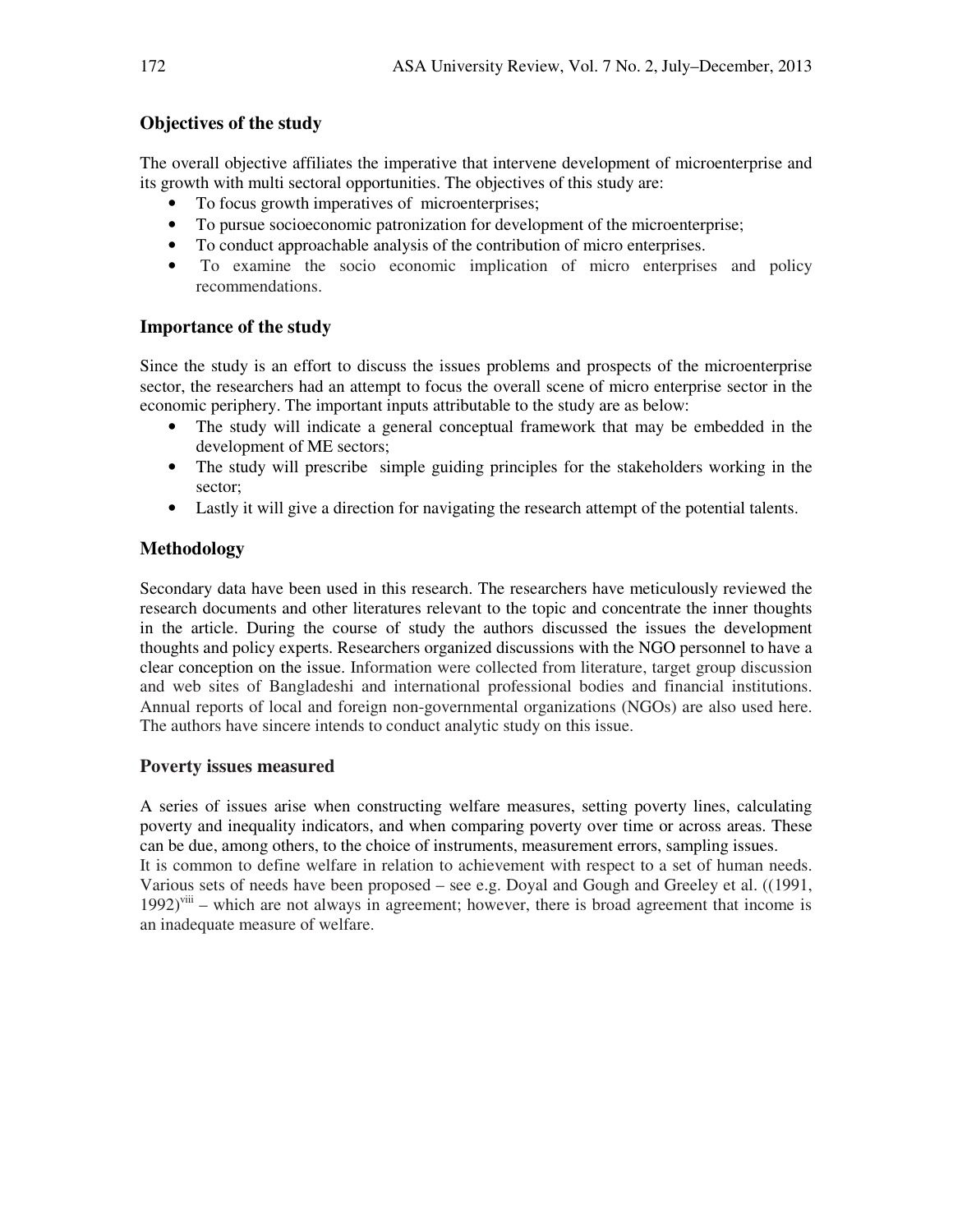## Objectives of the study

The overall objective affiliates the imperative that intervene development of microenterprise and its growth with multi sectoral opportunities. The objectives of this study are:

- To focus growth imperatives of microenterprises;
- To pursue socioeconomic patronization for development of the microenterprise;
- To conduct approachable analysis of the contribution of micro enterprises.
- To examine the socio economic implication of micro enterprises and policy recommendations.

## Importance of the study

Since the study is an effort to discuss the issues problems and prospects of the microenterprise sector, the researchers had an attempt to focus the overall scene of micro enterprise sector in the economic periphery. The important inputs attributable to the study are as below:

- The study will indicate a general conceptual framework that may be embedded in the development of ME sectors;
- The study will prescribe simple guiding principles for the stakeholders working in the sector;
- Lastly it will give a direction for navigating the research attempt of the potential talents.

## Methodology

Secondary data have been used in this research. The researchers have meticulously reviewed the research documents and other literatures relevant to the topic and concentrate the inner thoughts in the article. During the course of study the authors discussed the issues the development thoughts and policy experts. Researchers organized discussions with the NGO personnel to have a clear conception on the issue. Information were collected from literature, target group discussion and web sites of Bangladeshi and international professional bodies and financial institutions. Annual reports of local and foreign non-governmental organizations (NGOs) are also used here. The authors have sincere intends to conduct analytic study on this issue.

## Poverty issues measured

A series of issues arise when constructing welfare measures, setting poverty lines, calculating poverty and inequality indicators, and when comparing poverty over time or across areas. These can be due, among others, to the choice of instruments, measurement errors, sampling issues.

It is common to define welfare in relation to achievement with respect to a set of human needs. Various sets of needs have been proposed – see e.g. Doyal and Gough and Greeley et al. ((1991, 1992)[viii] – which are not always in agreement; however, there is broad agreement that income is an inadequate measure of welfare.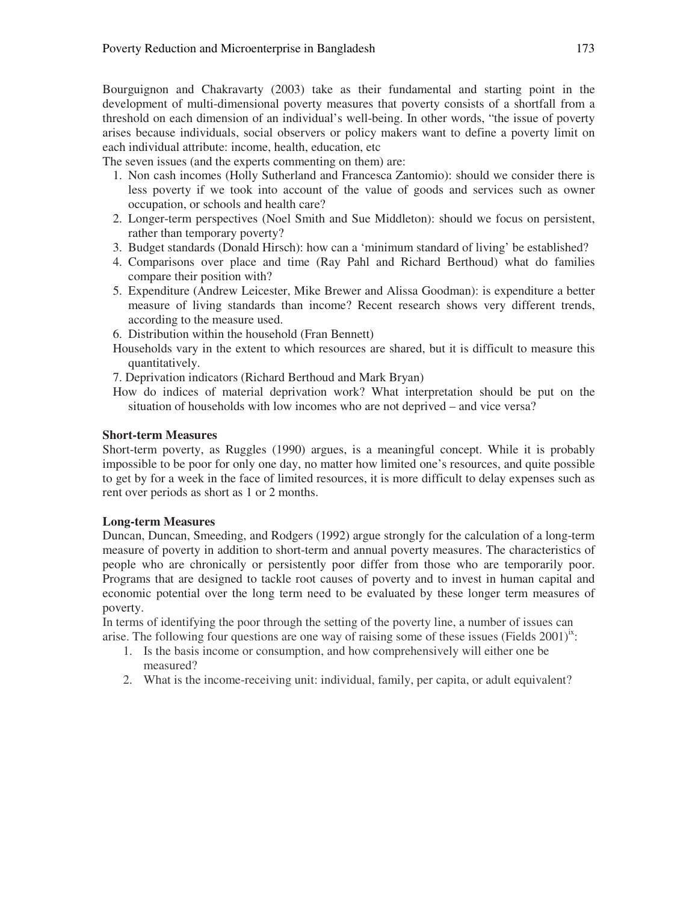Bourguignon and Chakravarty (2003) take as their fundamental and starting point in the development of multi-dimensional poverty measures that poverty consists of a shortfall from a threshold on each dimension of an individual's well-being. In other words, "the issue of poverty arises because individuals, social observers or policy makers want to define a poverty limit on each individual attribute: income, health, education, etc

The seven issues (and the experts commenting on them) are:

1. Non cash incomes (Holly Sutherland and Francesca Zantomio): should we consider there is less poverty if we took into account of the value of goods and services such as owner occupation, or schools and health care?
2. Longer-term perspectives (Noel Smith and Sue Middleton): should we focus on persistent, rather than temporary poverty?
3. Budget standards (Donald Hirsch): how can a 'minimum standard of living' be established?
4. Comparisons over place and time (Ray Pahl and Richard Berthoud) what do families compare their position with?
5. Expenditure (Andrew Leicester, Mike Brewer and Alissa Goodman): is expenditure a better measure of living standards than income? Recent research shows very different trends, according to the measure used.
6. Distribution within the household (Fran Bennett)
   Households vary in the extent to which resources are shared, but it is difficult to measure this quantitatively.
7. Deprivation indicators (Richard Berthoud and Mark Bryan)
   How do indices of material deprivation work? What interpretation should be put on the situation of households with low incomes who are not deprived – and vice versa?

**Short-term Measures**

Short-term poverty, as Ruggles (1990) argues, is a meaningful concept. While it is probably impossible to be poor for only one day, no matter how limited one's resources, and quite possible to get by for a week in the face of limited resources, it is more difficult to delay expenses such as rent over periods as short as 1 or 2 months.

**Long-term Measures**

Duncan, Duncan, Smeeding, and Rodgers (1992) argue strongly for the calculation of a long-term measure of poverty in addition to short-term and annual poverty measures. The characteristics of people who are chronically or persistently poor differ from those who are temporarily poor. Programs that are designed to tackle root causes of poverty and to invest in human capital and economic potential over the long term need to be evaluated by these longer term measures of poverty.

In terms of identifying the poor through the setting of the poverty line, a number of issues can arise. The following four questions are one way of raising some of these issues (Fields 2001)[ix]:

1. Is the basis income or consumption, and how comprehensively will either one be measured?
2. What is the income-receiving unit: individual, family, per capita, or adult equivalent?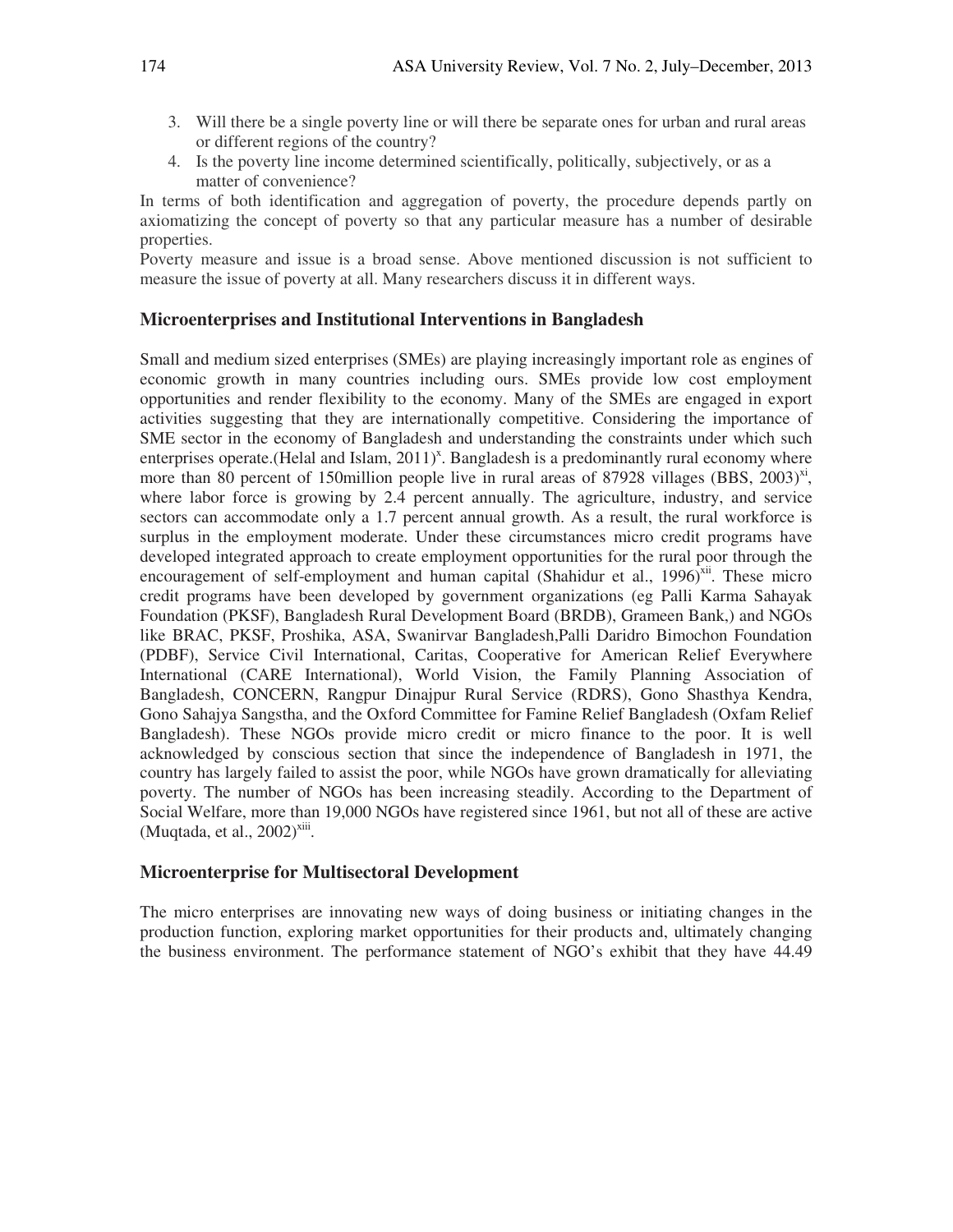3. Will there be a single poverty line or will there be separate ones for urban and rural areas or different regions of the country?
4. Is the poverty line income determined scientifically, politically, subjectively, or as a matter of convenience?

In terms of both identification and aggregation of poverty, the procedure depends partly on axiomatizing the concept of poverty so that any particular measure has a number of desirable properties.

Poverty measure and issue is a broad sense. Above mentioned discussion is not sufficient to measure the issue of poverty at all. Many researchers discuss it in different ways.

## Microenterprises and Institutional Interventions in Bangladesh

Small and medium sized enterprises (SMEs) are playing increasingly important role as engines of economic growth in many countries including ours. SMEs provide low cost employment opportunities and render flexibility to the economy. Many of the SMEs are engaged in export activities suggesting that they are internationally competitive. Considering the importance of SME sector in the economy of Bangladesh and understanding the constraints under which such enterprises operate.(Helal and Islam, 2011)[x]. Bangladesh is a predominantly rural economy where more than 80 percent of 150million people live in rural areas of 87928 villages (BBS, 2003)[xi], where labor force is growing by 2.4 percent annually. The agriculture, industry, and service sectors can accommodate only a 1.7 percent annual growth. As a result, the rural workforce is surplus in the employment moderate. Under these circumstances micro credit programs have developed integrated approach to create employment opportunities for the rural poor through the encouragement of self-employment and human capital (Shahidur et al., 1996)[xii]. These micro credit programs have been developed by government organizations (eg Palli Karma Sahayak Foundation (PKSF), Bangladesh Rural Development Board (BRDB), Grameen Bank,) and NGOs like BRAC, PKSF, Proshika, ASA, Swanirvar Bangladesh,Palli Daridro Bimochon Foundation (PDBF), Service Civil International, Caritas, Cooperative for American Relief Everywhere International (CARE International), World Vision, the Family Planning Association of Bangladesh, CONCERN, Rangpur Dinajpur Rural Service (RDRS), Gono Shasthya Kendra, Gono Sahajya Sangstha, and the Oxford Committee for Famine Relief Bangladesh (Oxfam Relief Bangladesh). These NGOs provide micro credit or micro finance to the poor. It is well acknowledged by conscious section that since the independence of Bangladesh in 1971, the country has largely failed to assist the poor, while NGOs have grown dramatically for alleviating poverty. The number of NGOs has been increasing steadily. According to the Department of Social Welfare, more than 19,000 NGOs have registered since 1961, but not all of these are active (Muqtada, et al., 2002)[xiii].

## Microenterprise for Multisectoral Development

The micro enterprises are innovating new ways of doing business or initiating changes in the production function, exploring market opportunities for their products and, ultimately changing the business environment. The performance statement of NGO's exhibit that they have 44.49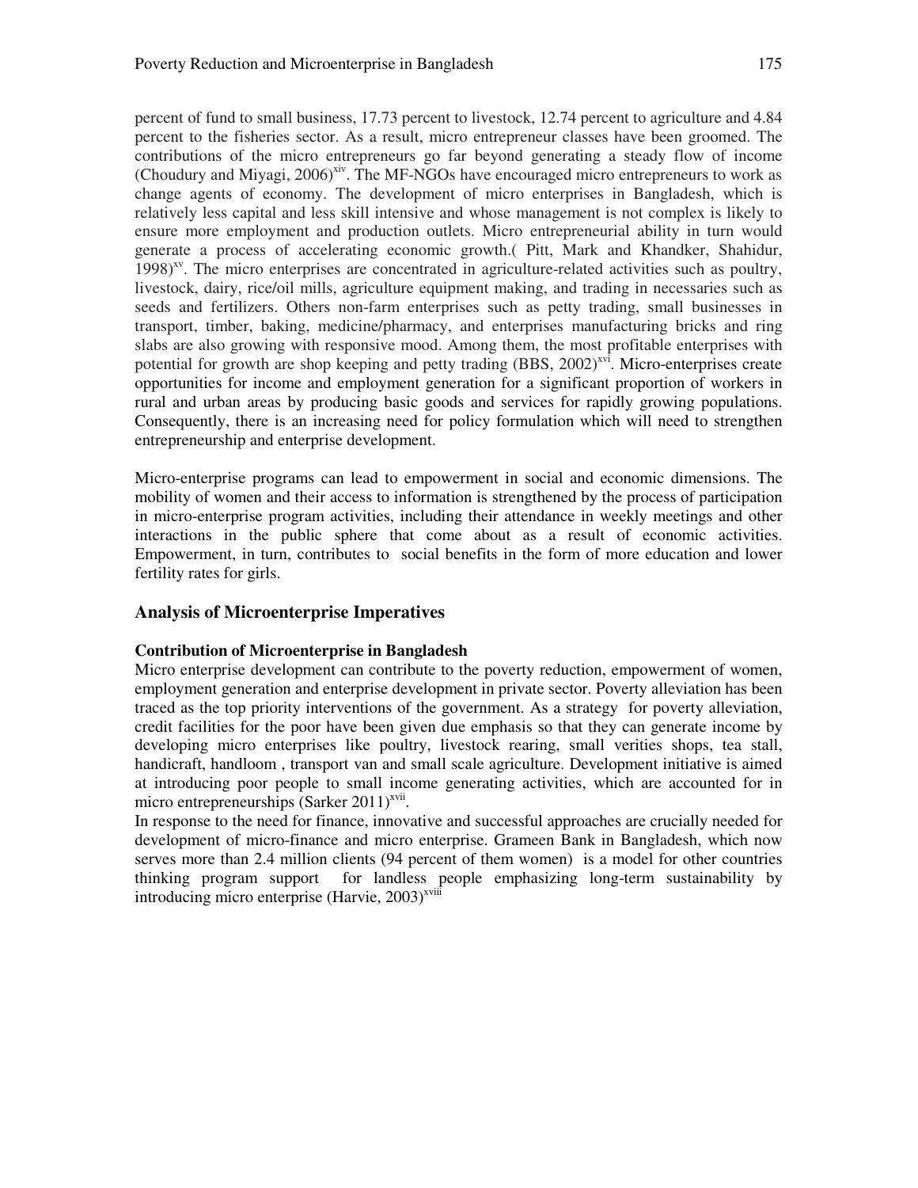percent of fund to small business, 17.73 percent to livestock, 12.74 percent to agriculture and 4.84 percent to the fisheries sector. As a result, micro entrepreneur classes have been groomed. The contributions of the micro entrepreneurs go far beyond generating a steady flow of income (Choudury and Miyagi, 2006)[xiv]. The MF-NGOs have encouraged micro entrepreneurs to work as change agents of economy. The development of micro enterprises in Bangladesh, which is relatively less capital and less skill intensive and whose management is not complex is likely to ensure more employment and production outlets. Micro entrepreneurial ability in turn would generate a process of accelerating economic growth.( Pitt, Mark and Khandker, Shahidur, 1998)[xv]. The micro enterprises are concentrated in agriculture-related activities such as poultry, livestock, dairy, rice/oil mills, agriculture equipment making, and trading in necessaries such as seeds and fertilizers. Others non-farm enterprises such as petty trading, small businesses in transport, timber, baking, medicine/pharmacy, and enterprises manufacturing bricks and ring slabs are also growing with responsive mood. Among them, the most profitable enterprises with potential for growth are shop keeping and petty trading (BBS, 2002)[xvi]. Micro-enterprises create opportunities for income and employment generation for a significant proportion of workers in rural and urban areas by producing basic goods and services for rapidly growing populations. Consequently, there is an increasing need for policy formulation which will need to strengthen entrepreneurship and enterprise development.

Micro-enterprise programs can lead to empowerment in social and economic dimensions. The mobility of women and their access to information is strengthened by the process of participation in micro-enterprise program activities, including their attendance in weekly meetings and other interactions in the public sphere that come about as a result of economic activities. Empowerment, in turn, contributes to social benefits in the form of more education and lower fertility rates for girls.

## Analysis of Microenterprise Imperatives

### Contribution of Microenterprise in Bangladesh

Micro enterprise development can contribute to the poverty reduction, empowerment of women, employment generation and enterprise development in private sector. Poverty alleviation has been traced as the top priority interventions of the government. As a strategy for poverty alleviation, credit facilities for the poor have been given due emphasis so that they can generate income by developing micro enterprises like poultry, livestock rearing, small verities shops, tea stall, handicraft, handloom , transport van and small scale agriculture. Development initiative is aimed at introducing poor people to small income generating activities, which are accounted for in micro entrepreneurships (Sarker 2011)[xvii].

In response to the need for finance, innovative and successful approaches are crucially needed for development of micro-finance and micro enterprise. Grameen Bank in Bangladesh, which now serves more than 2.4 million clients (94 percent of them women) is a model for other countries thinking program support for landless people emphasizing long-term sustainability by introducing micro enterprise (Harvie, 2003)[xviii]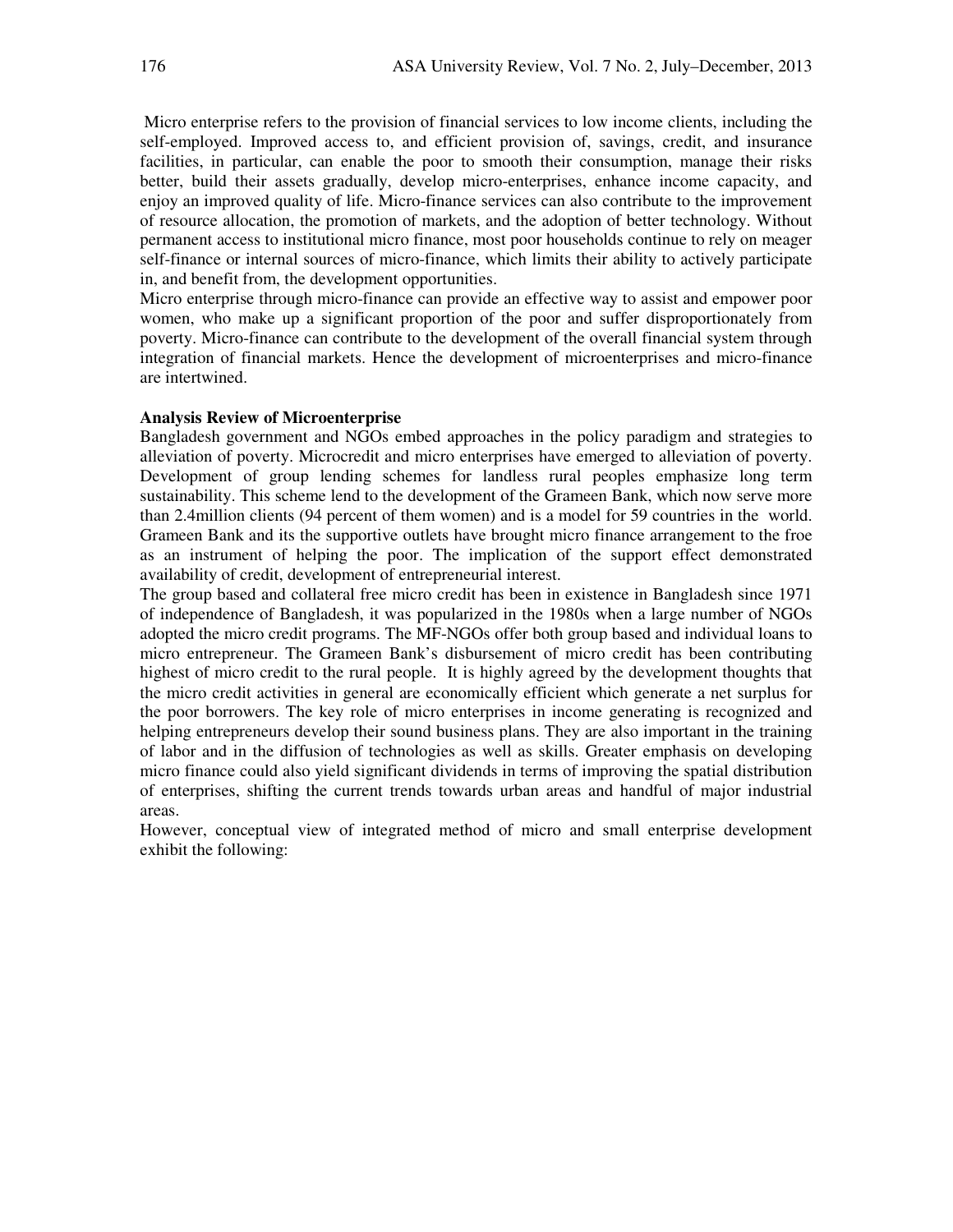Micro enterprise refers to the provision of financial services to low income clients, including the self-employed. Improved access to, and efficient provision of, savings, credit, and insurance facilities, in particular, can enable the poor to smooth their consumption, manage their risks better, build their assets gradually, develop micro-enterprises, enhance income capacity, and enjoy an improved quality of life. Micro-finance services can also contribute to the improvement of resource allocation, the promotion of markets, and the adoption of better technology. Without permanent access to institutional micro finance, most poor households continue to rely on meager self-finance or internal sources of micro-finance, which limits their ability to actively participate in, and benefit from, the development opportunities.

Micro enterprise through micro-finance can provide an effective way to assist and empower poor women, who make up a significant proportion of the poor and suffer disproportionately from poverty. Micro-finance can contribute to the development of the overall financial system through integration of financial markets. Hence the development of microenterprises and micro-finance are intertwined.

**Analysis Review of Microenterprise**

Bangladesh government and NGOs embed approaches in the policy paradigm and strategies to alleviation of poverty. Microcredit and micro enterprises have emerged to alleviation of poverty. Development of group lending schemes for landless rural peoples emphasize long term sustainability. This scheme lend to the development of the Grameen Bank, which now serve more than 2.4million clients (94 percent of them women) and is a model for 59 countries in the world. Grameen Bank and its the supportive outlets have brought micro finance arrangement to the froe as an instrument of helping the poor. The implication of the support effect demonstrated availability of credit, development of entrepreneurial interest.

The group based and collateral free micro credit has been in existence in Bangladesh since 1971 of independence of Bangladesh, it was popularized in the 1980s when a large number of NGOs adopted the micro credit programs. The MF-NGOs offer both group based and individual loans to micro entrepreneur. The Grameen Bank's disbursement of micro credit has been contributing highest of micro credit to the rural people. It is highly agreed by the development thoughts that the micro credit activities in general are economically efficient which generate a net surplus for the poor borrowers. The key role of micro enterprises in income generating is recognized and helping entrepreneurs develop their sound business plans. They are also important in the training of labor and in the diffusion of technologies as well as skills. Greater emphasis on developing micro finance could also yield significant dividends in terms of improving the spatial distribution of enterprises, shifting the current trends towards urban areas and handful of major industrial areas.

However, conceptual view of integrated method of micro and small enterprise development exhibit the following: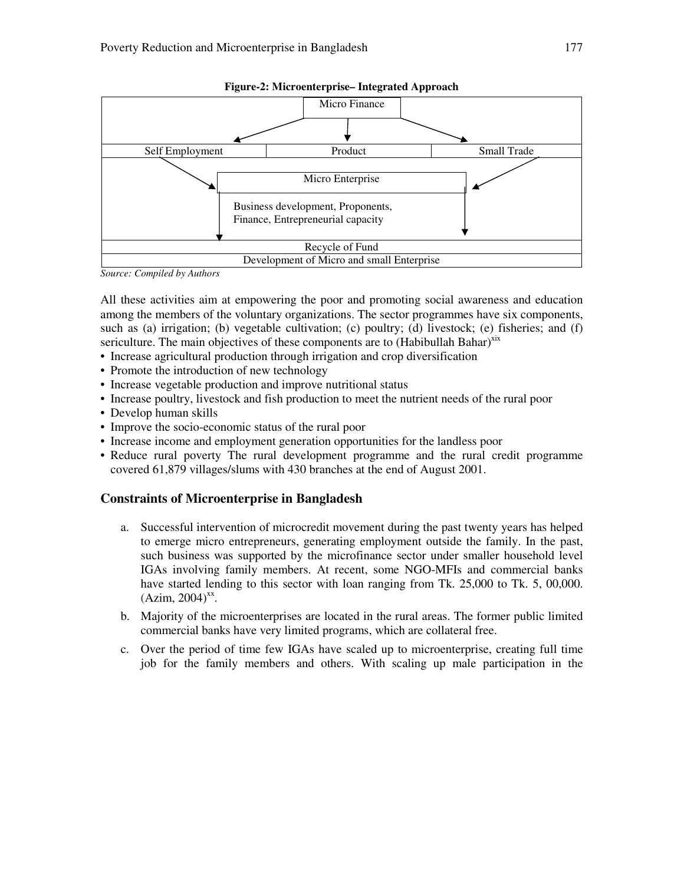**Figure-2: Microenterprise– Integrated Approach**

Micro Finance

Self Employment | Product | Small Trade

Micro Enterprise

Business development, Proponents, Finance, Entrepreneurial capacity

Recycle of Fund

Development of Micro and small Enterprise

*Source: Compiled by Authors*

All these activities aim at empowering the poor and promoting social awareness and education among the members of the voluntary organizations. The sector programmes have six components, such as (a) irrigation; (b) vegetable cultivation; (c) poultry; (d) livestock; (e) fisheries; and (f) sericulture. The main objectives of these components are to (Habibullah Bahar)[xix]

- Increase agricultural production through irrigation and crop diversification
- Promote the introduction of new technology
- Increase vegetable production and improve nutritional status
- Increase poultry, livestock and fish production to meet the nutrient needs of the rural poor
- Develop human skills
- Improve the socio-economic status of the rural poor
- Increase income and employment generation opportunities for the landless poor
- Reduce rural poverty The rural development programme and the rural credit programme covered 61,879 villages/slums with 430 branches at the end of August 2001.

## Constraints of Microenterprise in Bangladesh

a. Successful intervention of microcredit movement during the past twenty years has helped to emerge micro entrepreneurs, generating employment outside the family. In the past, such business was supported by the microfinance sector under smaller household level IGAs involving family members. At recent, some NGO-MFIs and commercial banks have started lending to this sector with loan ranging from Tk. 25,000 to Tk. 5, 00,000. (Azim, 2004)[xx].

b. Majority of the microenterprises are located in the rural areas. The former public limited commercial banks have very limited programs, which are collateral free.

c. Over the period of time few IGAs have scaled up to microenterprise, creating full time job for the family members and others. With scaling up male participation in the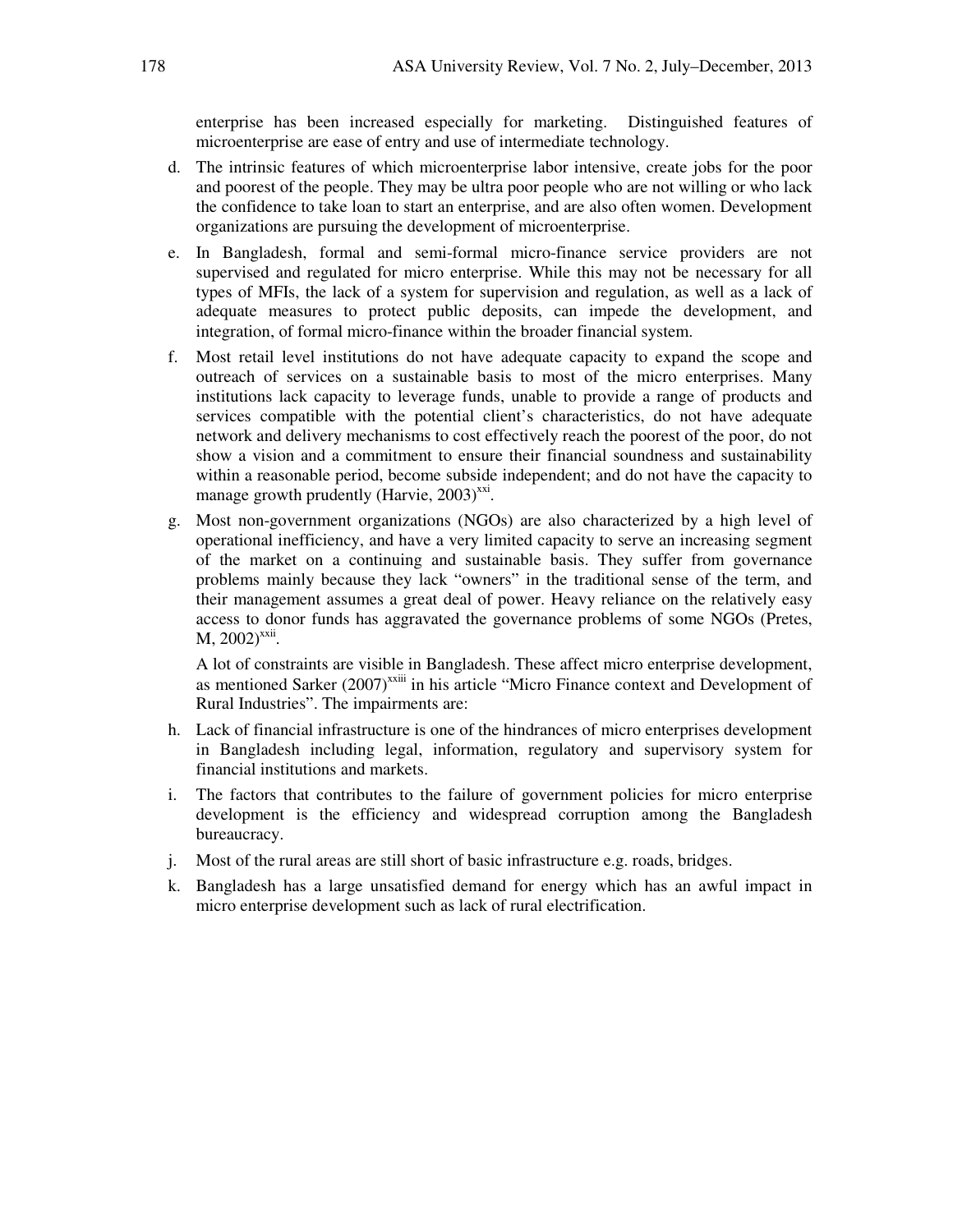enterprise has been increased especially for marketing. Distinguished features of microenterprise are ease of entry and use of intermediate technology.

d. The intrinsic features of which microenterprise labor intensive, create jobs for the poor and poorest of the people. They may be ultra poor people who are not willing or who lack the confidence to take loan to start an enterprise, and are also often women. Development organizations are pursuing the development of microenterprise.

e. In Bangladesh, formal and semi-formal micro-finance service providers are not supervised and regulated for micro enterprise. While this may not be necessary for all types of MFIs, the lack of a system for supervision and regulation, as well as a lack of adequate measures to protect public deposits, can impede the development, and integration, of formal micro-finance within the broader financial system.

f. Most retail level institutions do not have adequate capacity to expand the scope and outreach of services on a sustainable basis to most of the micro enterprises. Many institutions lack capacity to leverage funds, unable to provide a range of products and services compatible with the potential client's characteristics, do not have adequate network and delivery mechanisms to cost effectively reach the poorest of the poor, do not show a vision and a commitment to ensure their financial soundness and sustainability within a reasonable period, become subside independent; and do not have the capacity to manage growth prudently (Harvie, 2003)[xxi].

g. Most non-government organizations (NGOs) are also characterized by a high level of operational inefficiency, and have a very limited capacity to serve an increasing segment of the market on a continuing and sustainable basis. They suffer from governance problems mainly because they lack "owners" in the traditional sense of the term, and their management assumes a great deal of power. Heavy reliance on the relatively easy access to donor funds has aggravated the governance problems of some NGOs (Pretes, M, 2002)[xxii].

   A lot of constraints are visible in Bangladesh. These affect micro enterprise development, as mentioned Sarker (2007)[xxiii] in his article "Micro Finance context and Development of Rural Industries". The impairments are:

h. Lack of financial infrastructure is one of the hindrances of micro enterprises development in Bangladesh including legal, information, regulatory and supervisory system for financial institutions and markets.

i. The factors that contributes to the failure of government policies for micro enterprise development is the efficiency and widespread corruption among the Bangladesh bureaucracy.

j. Most of the rural areas are still short of basic infrastructure e.g. roads, bridges.

k. Bangladesh has a large unsatisfied demand for energy which has an awful impact in micro enterprise development such as lack of rural electrification.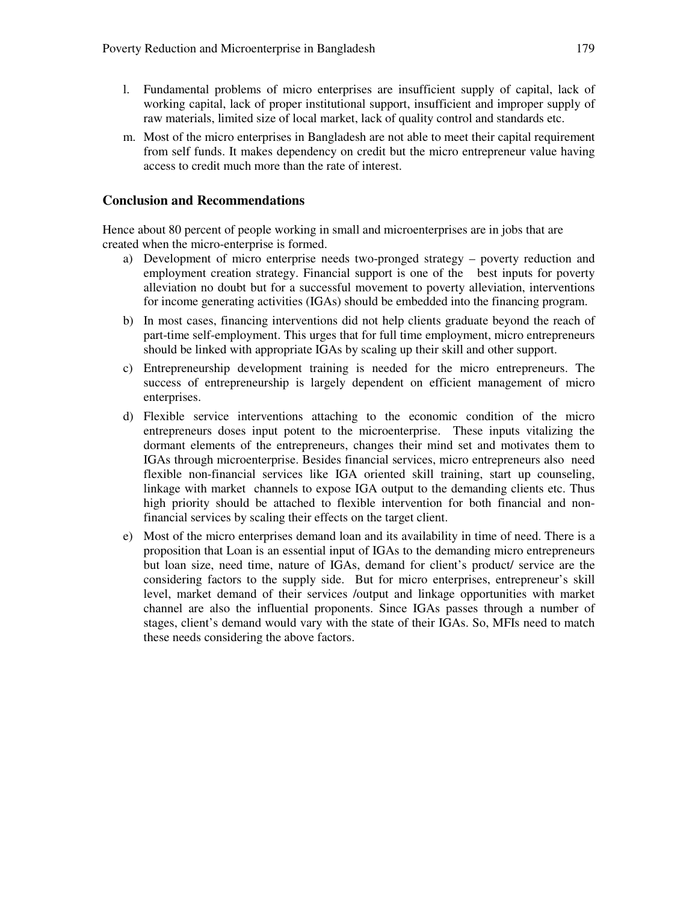l. Fundamental problems of micro enterprises are insufficient supply of capital, lack of working capital, lack of proper institutional support, insufficient and improper supply of raw materials, limited size of local market, lack of quality control and standards etc.

m. Most of the micro enterprises in Bangladesh are not able to meet their capital requirement from self funds. It makes dependency on credit but the micro entrepreneur value having access to credit much more than the rate of interest.

## Conclusion and Recommendations

Hence about 80 percent of people working in small and microenterprises are in jobs that are created when the micro-enterprise is formed.

a) Development of micro enterprise needs two-pronged strategy – poverty reduction and employment creation strategy. Financial support is one of the best inputs for poverty alleviation no doubt but for a successful movement to poverty alleviation, interventions for income generating activities (IGAs) should be embedded into the financing program.

b) In most cases, financing interventions did not help clients graduate beyond the reach of part-time self-employment. This urges that for full time employment, micro entrepreneurs should be linked with appropriate IGAs by scaling up their skill and other support.

c) Entrepreneurship development training is needed for the micro entrepreneurs. The success of entrepreneurship is largely dependent on efficient management of micro enterprises.

d) Flexible service interventions attaching to the economic condition of the micro entrepreneurs doses input potent to the microenterprise. These inputs vitalizing the dormant elements of the entrepreneurs, changes their mind set and motivates them to IGAs through microenterprise. Besides financial services, micro entrepreneurs also need flexible non-financial services like IGA oriented skill training, start up counseling, linkage with market channels to expose IGA output to the demanding clients etc. Thus high priority should be attached to flexible intervention for both financial and non-financial services by scaling their effects on the target client.

e) Most of the micro enterprises demand loan and its availability in time of need. There is a proposition that Loan is an essential input of IGAs to the demanding micro entrepreneurs but loan size, need time, nature of IGAs, demand for client's product/ service are the considering factors to the supply side. But for micro enterprises, entrepreneur's skill level, market demand of their services /output and linkage opportunities with market channel are also the influential proponents. Since IGAs passes through a number of stages, client's demand would vary with the state of their IGAs. So, MFIs need to match these needs considering the above factors.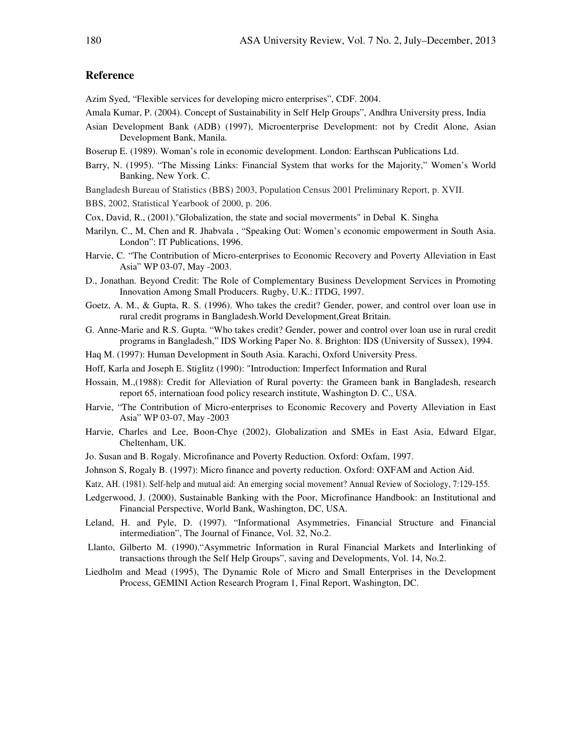## Reference

Azim Syed, "Flexible services for developing micro enterprises", CDF. 2004.

Amala Kumar, P. (2004). Concept of Sustainability in Self Help Groups", Andhra University press, India

Asian Development Bank (ADB) (1997), Microenterprise Development: not by Credit Alone, Asian Development Bank, Manila.

Boserup E. (1989). Woman's role in economic development. London: Earthscan Publications Ltd.

Barry, N. (1995). "The Missing Links: Financial System that works for the Majority," Women's World Banking, New York. C.

Bangladesh Bureau of Statistics (BBS) 2003, Population Census 2001 Preliminary Report, p. XVII.

BBS, 2002, Statistical Yearbook of 2000, p. 206.

Cox, David, R., (2001)."Globalization, the state and social moverments" in Debal K. Singha

Marilyn, C., M, Chen and R. Jhabvala , "Speaking Out: Women's economic empowerment in South Asia. London": IT Publications, 1996.

Harvie, C. "The Contribution of Micro-enterprises to Economic Recovery and Poverty Alleviation in East Asia" WP 03-07, May -2003.

D., Jonathan. Beyond Credit: The Role of Complementary Business Development Services in Promoting Innovation Among Small Producers. Rugby, U.K.: ITDG, 1997.

Goetz, A. M., & Gupta, R. S. (1996). Who takes the credit? Gender, power, and control over loan use in rural credit programs in Bangladesh.World Development,Great Britain.

G. Anne-Marie and R.S. Gupta. "Who takes credit? Gender, power and control over loan use in rural credit programs in Bangladesh," IDS Working Paper No. 8. Brighton: IDS (University of Sussex), 1994.

Haq M. (1997): Human Development in South Asia. Karachi, Oxford University Press.

Hoff, Karla and Joseph E. Stiglitz (1990): "Introduction: Imperfect Information and Rural

Hossain, M.,(1988): Credit for Alleviation of Rural poverty: the Grameen bank in Bangladesh, research report 65, internatioan food policy research institute, Washington D. C., USA.

Harvie, "The Contribution of Micro-enterprises to Economic Recovery and Poverty Alleviation in East Asia" WP 03-07, May -2003

Harvie, Charles and Lee, Boon-Chye (2002), Globalization and SMEs in East Asia, Edward Elgar, Cheltenham, UK.

Jo. Susan and B. Rogaly. Microfinance and Poverty Reduction. Oxford: Oxfam, 1997.

Johnson S, Rogaly B. (1997): Micro finance and poverty reduction. Oxford: OXFAM and Action Aid.

Katz, AH. (1981). Self-help and mutual aid: An emerging social movement? Annual Review of Sociology, 7:129-155.

Ledgerwood, J. (2000), Sustainable Banking with the Poor, Microfinance Handbook: an Institutional and Financial Perspective, World Bank, Washington, DC, USA.

Leland, H. and Pyle, D. (1997). "Informational Asymmetries, Financial Structure and Financial intermediation", The Journal of Finance, Vol. 32, No.2.

Llanto, Gilberto M. (1990)."Asymmetric Information in Rural Financial Markets and Interlinking of transactions through the Self Help Groups", saving and Developments, Vol. 14, No.2.

Liedholm and Mead (1995), The Dynamic Role of Micro and Small Enterprises in the Development Process, GEMINI Action Research Program 1, Final Report, Washington, DC.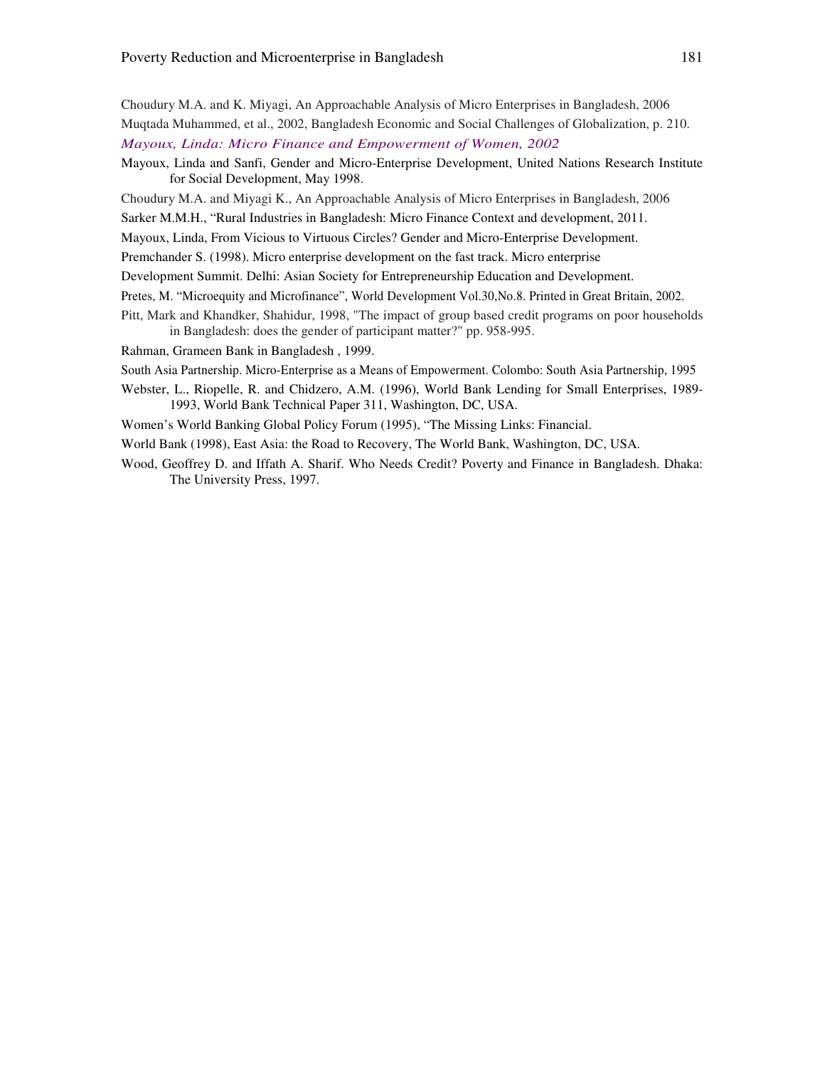Choudury M.A. and K. Miyagi, An Approachable Analysis of Micro Enterprises in Bangladesh, 2006

Muqtada Muhammed, et al., 2002, Bangladesh Economic and Social Challenges of Globalization, p. 210.

*Mayoux, Linda: Micro Finance and Empowerment of Women, 2002*

Mayoux, Linda and Sanfi, Gender and Micro-Enterprise Development, United Nations Research Institute for Social Development, May 1998.

Choudury M.A. and Miyagi K., An Approachable Analysis of Micro Enterprises in Bangladesh, 2006

Sarker M.M.H., "Rural Industries in Bangladesh: Micro Finance Context and development, 2011.

Mayoux, Linda, From Vicious to Virtuous Circles? Gender and Micro-Enterprise Development.

Premchander S. (1998). Micro enterprise development on the fast track. Micro enterprise

Development Summit. Delhi: Asian Society for Entrepreneurship Education and Development.

Pretes, M. "Microequity and Microfinance", World Development Vol.30,No.8. Printed in Great Britain, 2002.

Pitt, Mark and Khandker, Shahidur, 1998, "The impact of group based credit programs on poor households in Bangladesh: does the gender of participant matter?" pp. 958-995.

Rahman, Grameen Bank in Bangladesh , 1999.

South Asia Partnership. Micro-Enterprise as a Means of Empowerment. Colombo: South Asia Partnership, 1995

Webster, L., Riopelle, R. and Chidzero, A.M. (1996), World Bank Lending for Small Enterprises, 1989-1993, World Bank Technical Paper 311, Washington, DC, USA.

Women's World Banking Global Policy Forum (1995), "The Missing Links: Financial.

World Bank (1998), East Asia: the Road to Recovery, The World Bank, Washington, DC, USA.

Wood, Geoffrey D. and Iffath A. Sharif. Who Needs Credit? Poverty and Finance in Bangladesh. Dhaka: The University Press, 1997.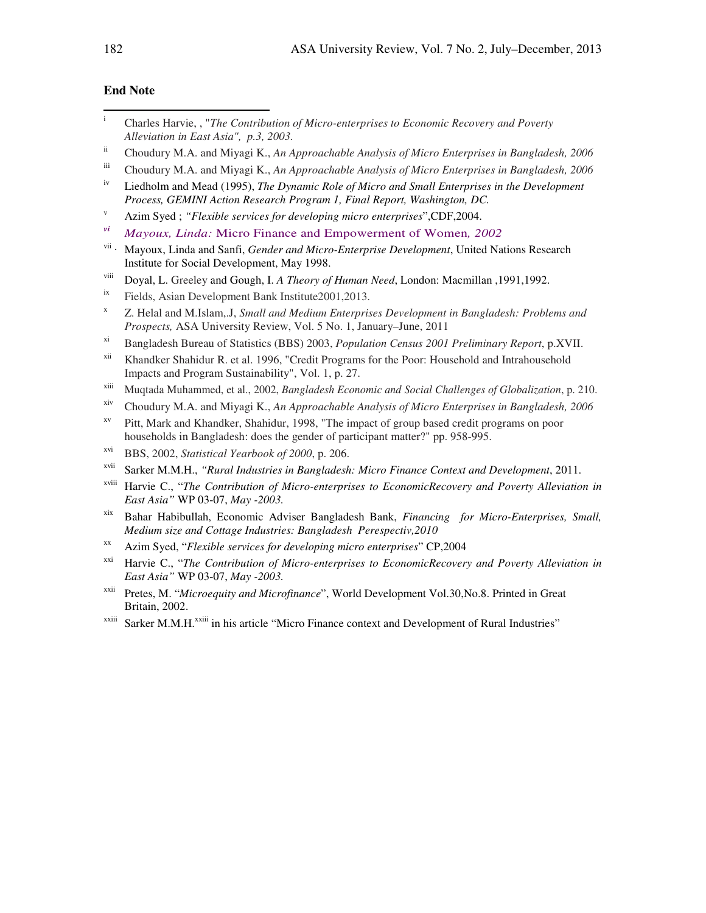## End Note

[i] Charles Harvie, , "*The Contribution of Micro-enterprises to Economic Recovery and Poverty Alleviation in East Asia", p.3, 2003.*

[ii] Choudury M.A. and Miyagi K., *An Approachable Analysis of Micro Enterprises in Bangladesh, 2006*

[iii] Choudury M.A. and Miyagi K., *An Approachable Analysis of Micro Enterprises in Bangladesh, 2006*

[iv] Liedholm and Mead (1995), *The Dynamic Role of Micro and Small Enterprises in the Development Process, GEMINI Action Research Program 1, Final Report, Washington, DC.*

[v] Azim Syed ; *"Flexible services for developing micro enterprises*",CDF,2004.

[vi] *Mayoux, Linda:* Micro Finance and Empowerment of Women*, 2002*

[vii] . Mayoux, Linda and Sanfi, *Gender and Micro-Enterprise Development*, United Nations Research Institute for Social Development, May 1998.

[viii] Doyal, L. Greeley and Gough, I. *A Theory of Human Need*, London: Macmillan ,1991,1992.

[ix] Fields, Asian Development Bank Institute2001,2013.

[x] Z. Helal and M.Islam,.J, *Small and Medium Enterprises Development in Bangladesh: Problems and Prospects,* ASA University Review, Vol. 5 No. 1, January–June, 2011

[xi] Bangladesh Bureau of Statistics (BBS) 2003, *Population Census 2001 Preliminary Report*, p.XVII.

[xii] Khandker Shahidur R. et al. 1996, "Credit Programs for the Poor: Household and Intrahousehold Impacts and Program Sustainability", Vol. 1, p. 27.

[xiii] Muqtada Muhammed, et al., 2002, *Bangladesh Economic and Social Challenges of Globalization*, p. 210.

[xiv] Choudury M.A. and Miyagi K., *An Approachable Analysis of Micro Enterprises in Bangladesh, 2006*

[xv] Pitt, Mark and Khandker, Shahidur, 1998, "The impact of group based credit programs on poor households in Bangladesh: does the gender of participant matter?" pp. 958-995.

[xvi] BBS, 2002, *Statistical Yearbook of 2000*, p. 206.

[xvii] Sarker M.M.H., *"Rural Industries in Bangladesh: Micro Finance Context and Development*, 2011.

[xviii] Harvie C., "*The Contribution of Micro-enterprises to EconomicRecovery and Poverty Alleviation in East Asia"* WP 03-07, *May -2003.*

[xix] Bahar Habibullah, Economic Adviser Bangladesh Bank, *Financing for Micro-Enterprises, Small, Medium size and Cottage Industries: Bangladesh Perespectiv,2010*

[xx] Azim Syed, "*Flexible services for developing micro enterprises*" CP,2004

[xxi] Harvie C., "*The Contribution of Micro-enterprises to EconomicRecovery and Poverty Alleviation in East Asia"* WP 03-07, *May -2003.*

[xxii] Pretes, M. "*Microequity and Microfinance*", World Development Vol.30,No.8. Printed in Great Britain, 2002.

[xxiii] Sarker M.M.H.[xxiii] in his article "Micro Finance context and Development of Rural Industries"